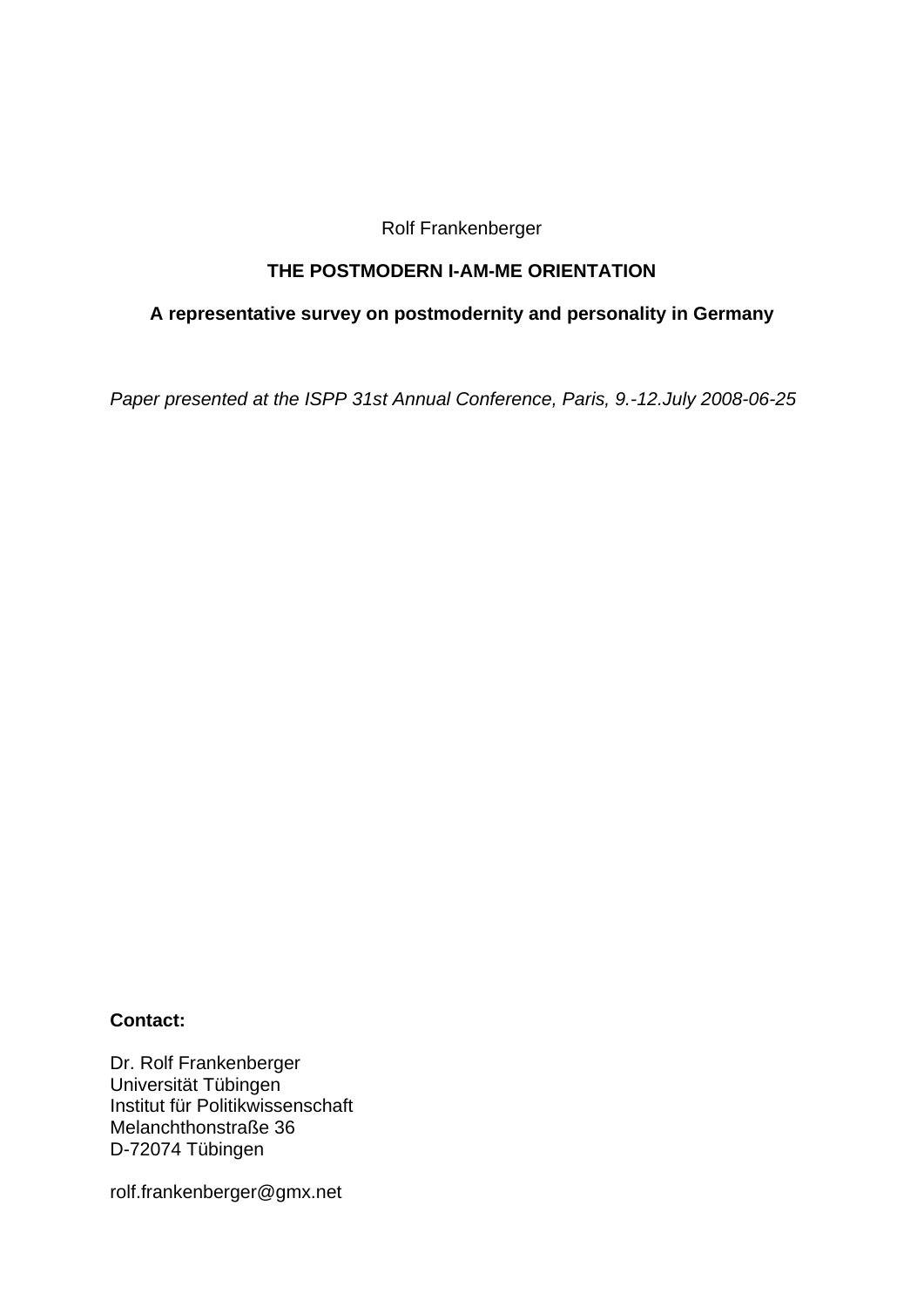Rolf Frankenberger

# THE POSTMODERN I-AM-ME ORIENTATION

## A representative survey on postmodernity and personality in Germany

*Paper presented at the ISPP 31st Annual Conference, Paris, 9.-12.July 2008-06-25*

**Contact:**

Dr. Rolf Frankenberger  
Universität Tübingen  
Institut für Politikwissenschaft  
Melanchthonstraße 36  
D-72074 Tübingen

rolf.frankenberger@gmx.net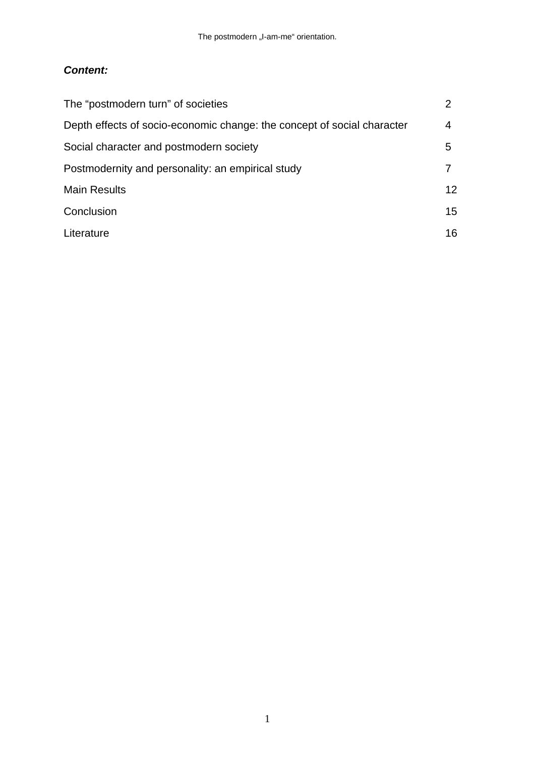***Content:***

| | |
|---|---|
| The “postmodern turn” of societies | 2 |
| Depth effects of socio-economic change: the concept of social character | 4 |
| Social character and postmodern society | 5 |
| Postmodernity and personality: an empirical study | 7 |
| Main Results | 12 |
| Conclusion | 15 |
| Literature | 16 |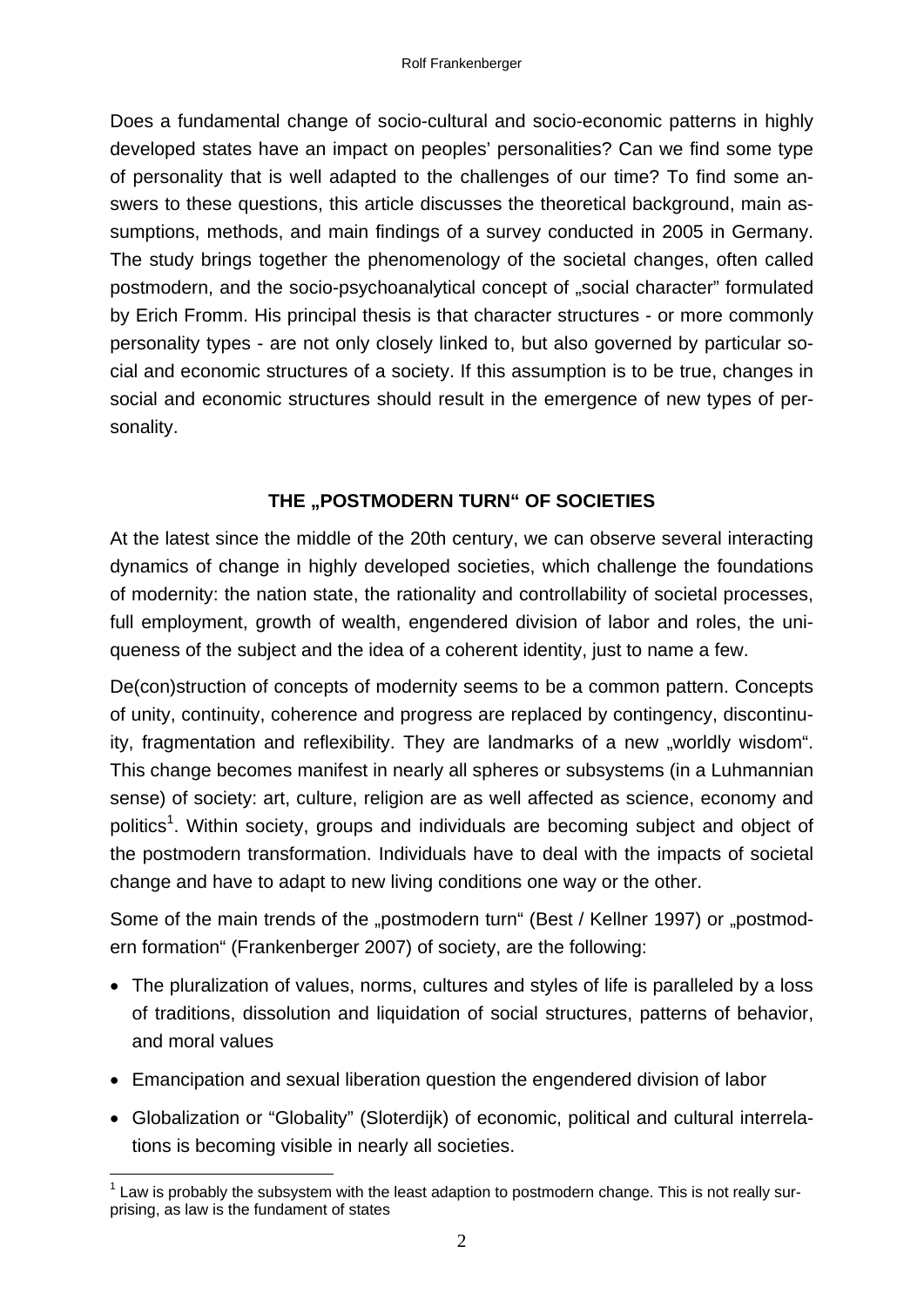Does a fundamental change of socio-cultural and socio-economic patterns in highly developed states have an impact on peoples' personalities? Can we find some type of personality that is well adapted to the challenges of our time? To find some answers to these questions, this article discusses the theoretical background, main assumptions, methods, and main findings of a survey conducted in 2005 in Germany. The study brings together the phenomenology of the societal changes, often called postmodern, and the socio-psychoanalytical concept of „social character" formulated by Erich Fromm. His principal thesis is that character structures - or more commonly personality types - are not only closely linked to, but also governed by particular social and economic structures of a society. If this assumption is to be true, changes in social and economic structures should result in the emergence of new types of personality.

## THE „POSTMODERN TURN" OF SOCIETIES

At the latest since the middle of the 20th century, we can observe several interacting dynamics of change in highly developed societies, which challenge the foundations of modernity: the nation state, the rationality and controllability of societal processes, full employment, growth of wealth, engendered division of labor and roles, the uniqueness of the subject and the idea of a coherent identity, just to name a few.

De(con)struction of concepts of modernity seems to be a common pattern. Concepts of unity, continuity, coherence and progress are replaced by contingency, discontinuity, fragmentation and reflexibility. They are landmarks of a new „worldly wisdom". This change becomes manifest in nearly all spheres or subsystems (in a Luhmannian sense) of society: art, culture, religion are as well affected as science, economy and politics[1]. Within society, groups and individuals are becoming subject and object of the postmodern transformation. Individuals have to deal with the impacts of societal change and have to adapt to new living conditions one way or the other.

Some of the main trends of the „postmodern turn" (Best / Kellner 1997) or „postmodern formation" (Frankenberger 2007) of society, are the following:

- The pluralization of values, norms, cultures and styles of life is paralleled by a loss of traditions, dissolution and liquidation of social structures, patterns of behavior, and moral values
- Emancipation and sexual liberation question the engendered division of labor
- Globalization or "Globality" (Sloterdijk) of economic, political and cultural interrelations is becoming visible in nearly all societies.

[1] Law is probably the subsystem with the least adaption to postmodern change. This is not really surprising, as law is the fundament of states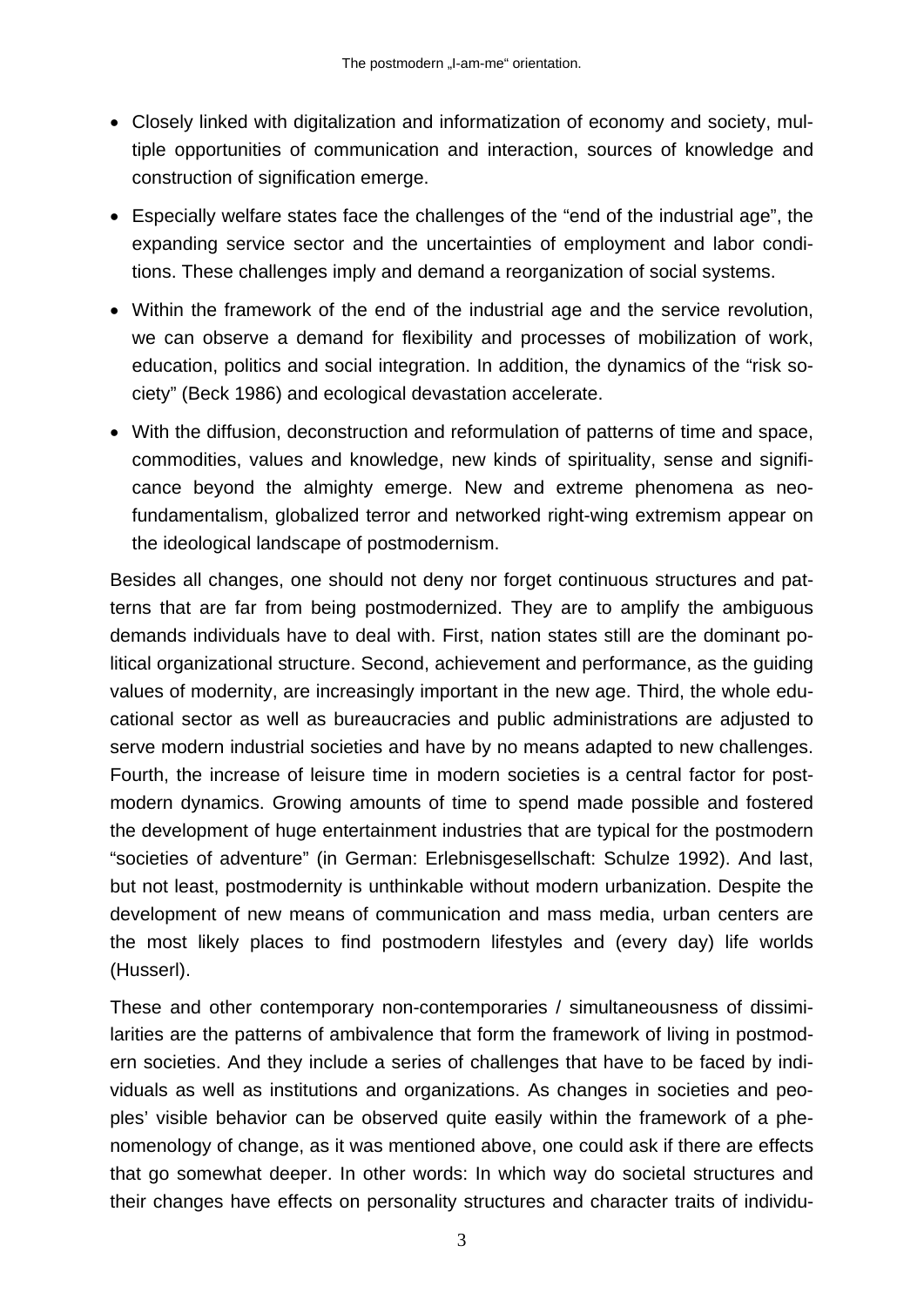- Closely linked with digitalization and informatization of economy and society, multiple opportunities of communication and interaction, sources of knowledge and construction of signification emerge.
- Especially welfare states face the challenges of the "end of the industrial age", the expanding service sector and the uncertainties of employment and labor conditions. These challenges imply and demand a reorganization of social systems.
- Within the framework of the end of the industrial age and the service revolution, we can observe a demand for flexibility and processes of mobilization of work, education, politics and social integration. In addition, the dynamics of the "risk society" (Beck 1986) and ecological devastation accelerate.
- With the diffusion, deconstruction and reformulation of patterns of time and space, commodities, values and knowledge, new kinds of spirituality, sense and significance beyond the almighty emerge. New and extreme phenomena as neo-fundamentalism, globalized terror and networked right-wing extremism appear on the ideological landscape of postmodernism.

Besides all changes, one should not deny nor forget continuous structures and patterns that are far from being postmodernized. They are to amplify the ambiguous demands individuals have to deal with. First, nation states still are the dominant political organizational structure. Second, achievement and performance, as the guiding values of modernity, are increasingly important in the new age. Third, the whole educational sector as well as bureaucracies and public administrations are adjusted to serve modern industrial societies and have by no means adapted to new challenges. Fourth, the increase of leisure time in modern societies is a central factor for postmodern dynamics. Growing amounts of time to spend made possible and fostered the development of huge entertainment industries that are typical for the postmodern "societies of adventure" (in German: Erlebnisgesellschaft: Schulze 1992). And last, but not least, postmodernity is unthinkable without modern urbanization. Despite the development of new means of communication and mass media, urban centers are the most likely places to find postmodern lifestyles and (every day) life worlds (Husserl).

These and other contemporary non-contemporaries / simultaneousness of dissimilarities are the patterns of ambivalence that form the framework of living in postmodern societies. And they include a series of challenges that have to be faced by individuals as well as institutions and organizations. As changes in societies and peoples' visible behavior can be observed quite easily within the framework of a phenomenology of change, as it was mentioned above, one could ask if there are effects that go somewhat deeper. In other words: In which way do societal structures and their changes have effects on personality structures and character traits of individu-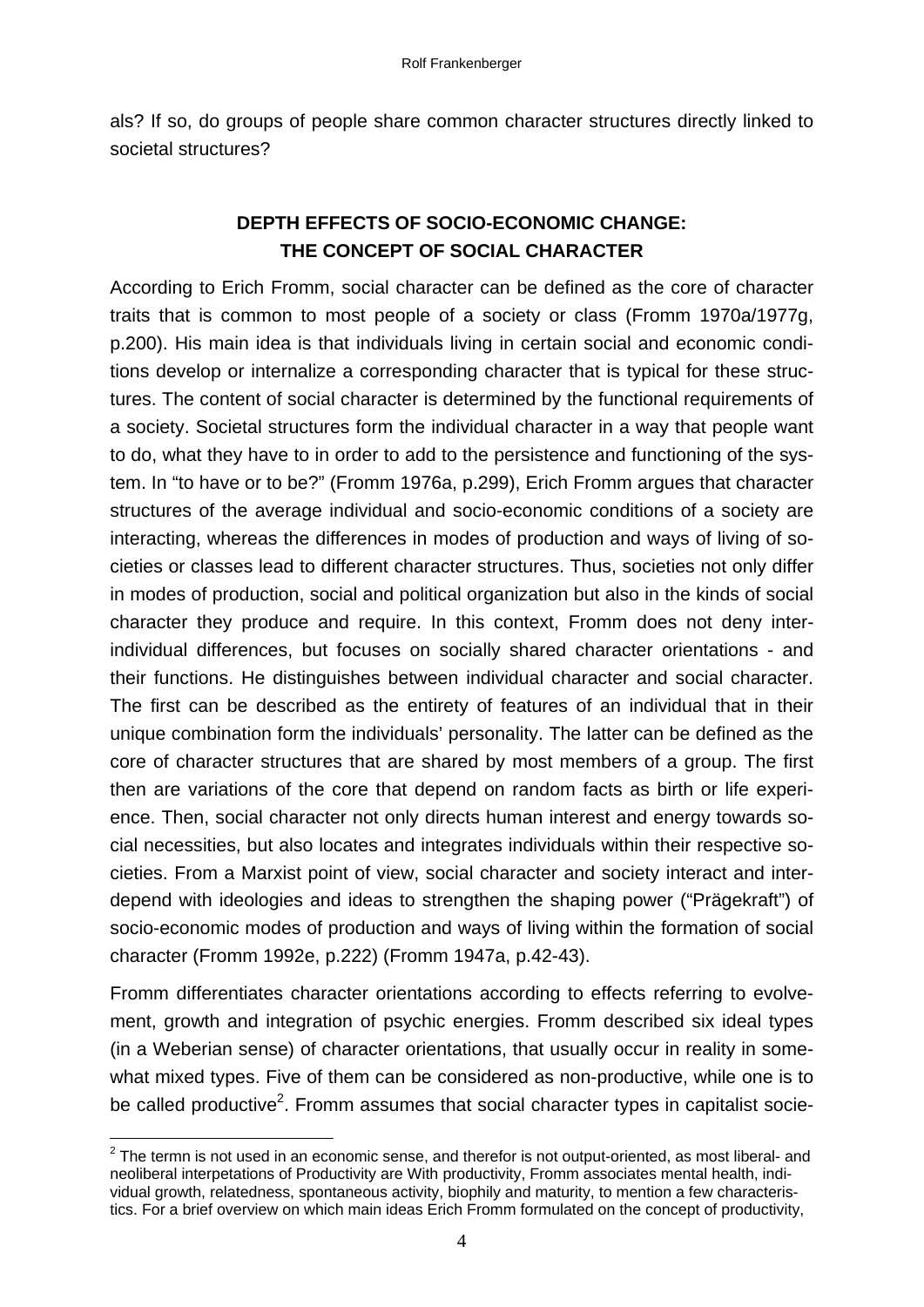als? If so, do groups of people share common character structures directly linked to societal structures?

## DEPTH EFFECTS OF SOCIO-ECONOMIC CHANGE: THE CONCEPT OF SOCIAL CHARACTER

According to Erich Fromm, social character can be defined as the core of character traits that is common to most people of a society or class (Fromm 1970a/1977g, p.200). His main idea is that individuals living in certain social and economic conditions develop or internalize a corresponding character that is typical for these structures. The content of social character is determined by the functional requirements of a society. Societal structures form the individual character in a way that people want to do, what they have to in order to add to the persistence and functioning of the system. In "to have or to be?" (Fromm 1976a, p.299), Erich Fromm argues that character structures of the average individual and socio-economic conditions of a society are interacting, whereas the differences in modes of production and ways of living of societies or classes lead to different character structures. Thus, societies not only differ in modes of production, social and political organization but also in the kinds of social character they produce and require. In this context, Fromm does not deny inter-individual differences, but focuses on socially shared character orientations - and their functions. He distinguishes between individual character and social character. The first can be described as the entirety of features of an individual that in their unique combination form the individuals' personality. The latter can be defined as the core of character structures that are shared by most members of a group. The first then are variations of the core that depend on random facts as birth or life experience. Then, social character not only directs human interest and energy towards social necessities, but also locates and integrates individuals within their respective societies. From a Marxist point of view, social character and society interact and interdepend with ideologies and ideas to strengthen the shaping power ("Prägekraft") of socio-economic modes of production and ways of living within the formation of social character (Fromm 1992e, p.222) (Fromm 1947a, p.42-43).

Fromm differentiates character orientations according to effects referring to evolvement, growth and integration of psychic energies. Fromm described six ideal types (in a Weberian sense) of character orientations, that usually occur in reality in somewhat mixed types. Five of them can be considered as non-productive, while one is to be called productive[2]. Fromm assumes that social character types in capitalist socie-

[2] The termn is not used in an economic sense, and therefor is not output-oriented, as most liberal- and neoliberal interpetations of Productivity are With productivity, Fromm associates mental health, individual growth, relatedness, spontaneous activity, biophily and maturity, to mention a few characteristics. For a brief overview on which main ideas Erich Fromm formulated on the concept of productivity,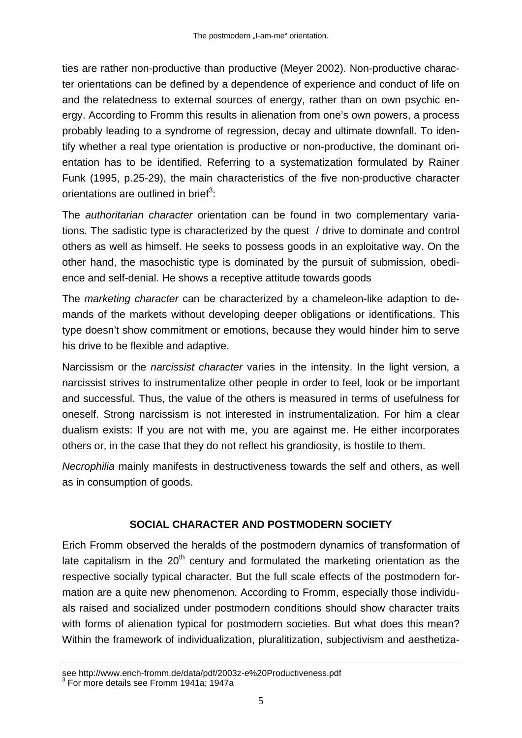ties are rather non-productive than productive (Meyer 2002). Non-productive character orientations can be defined by a dependence of experience and conduct of life on and the relatedness to external sources of energy, rather than on own psychic energy. According to Fromm this results in alienation from one's own powers, a process probably leading to a syndrome of regression, decay and ultimate downfall. To identify whether a real type orientation is productive or non-productive, the dominant orientation has to be identified. Referring to a systematization formulated by Rainer Funk (1995, p.25-29), the main characteristics of the five non-productive character orientations are outlined in brief[3]:

The *authoritarian character* orientation can be found in two complementary variations. The sadistic type is characterized by the quest / drive to dominate and control others as well as himself. He seeks to possess goods in an exploitative way. On the other hand, the masochistic type is dominated by the pursuit of submission, obedience and self-denial. He shows a receptive attitude towards goods

The *marketing character* can be characterized by a chameleon-like adaption to demands of the markets without developing deeper obligations or identifications. This type doesn't show commitment or emotions, because they would hinder him to serve his drive to be flexible and adaptive.

Narcissism or the *narcissist character* varies in the intensity. In the light version, a narcissist strives to instrumentalize other people in order to feel, look or be important and successful. Thus, the value of the others is measured in terms of usefulness for oneself. Strong narcissism is not interested in instrumentalization. For him a clear dualism exists: If you are not with me, you are against me. He either incorporates others or, in the case that they do not reflect his grandiosity, is hostile to them.

*Necrophilia* mainly manifests in destructiveness towards the self and others, as well as in consumption of goods.

## SOCIAL CHARACTER AND POSTMODERN SOCIETY

Erich Fromm observed the heralds of the postmodern dynamics of transformation of late capitalism in the 20th century and formulated the marketing orientation as the respective socially typical character. But the full scale effects of the postmodern formation are a quite new phenomenon. According to Fromm, especially those individuals raised and socialized under postmodern conditions should show character traits with forms of alienation typical for postmodern societies. But what does this mean? Within the framework of individualization, pluralitization, subjectivism and aesthetiza-

see http://www.erich-fromm.de/data/pdf/2003z-e%20Productiveness.pdf

[3] For more details see Fromm 1941a; 1947a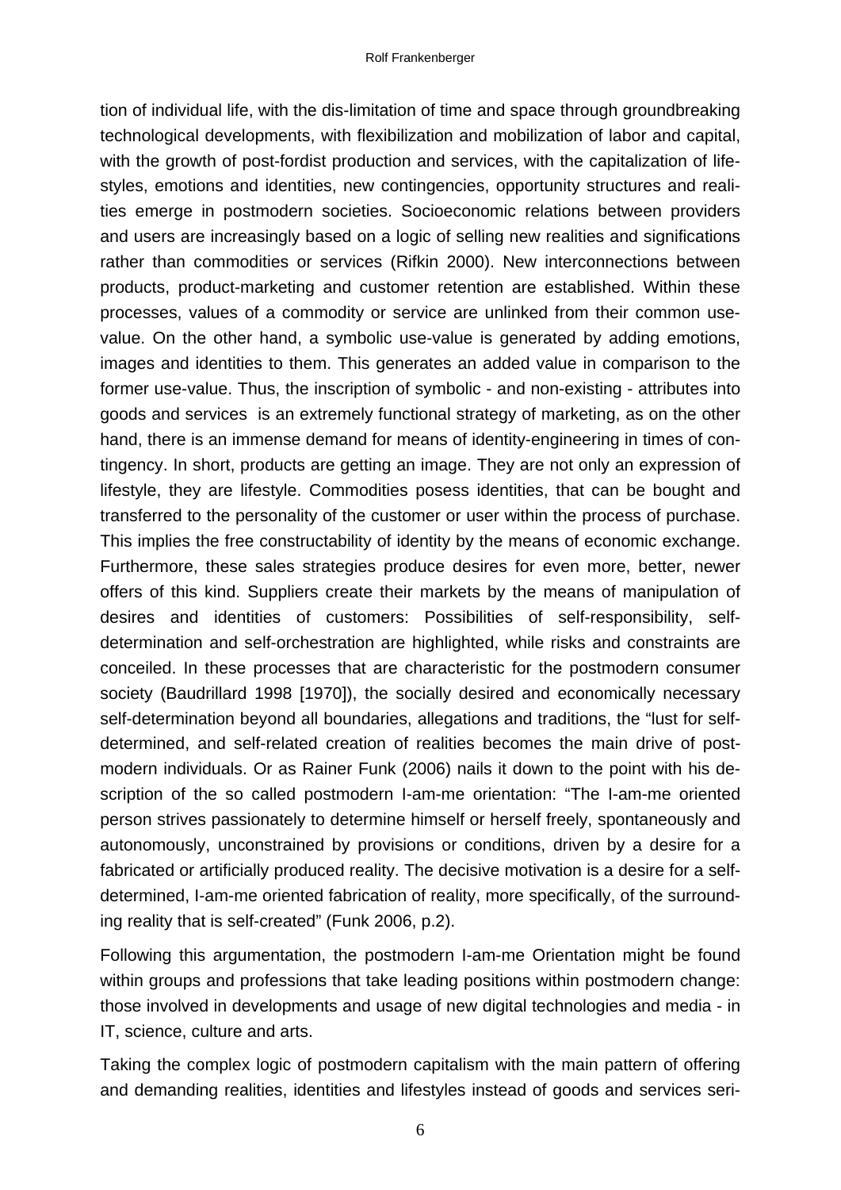tion of individual life, with the dis-limitation of time and space through groundbreaking technological developments, with flexibilization and mobilization of labor and capital, with the growth of post-fordist production and services, with the capitalization of life-styles, emotions and identities, new contingencies, opportunity structures and realities emerge in postmodern societies. Socioeconomic relations between providers and users are increasingly based on a logic of selling new realities and significations rather than commodities or services (Rifkin 2000). New interconnections between products, product-marketing and customer retention are established. Within these processes, values of a commodity or service are unlinked from their common use-value. On the other hand, a symbolic use-value is generated by adding emotions, images and identities to them. This generates an added value in comparison to the former use-value. Thus, the inscription of symbolic - and non-existing - attributes into goods and services is an extremely functional strategy of marketing, as on the other hand, there is an immense demand for means of identity-engineering in times of contingency. In short, products are getting an image. They are not only an expression of lifestyle, they are lifestyle. Commodities posess identities, that can be bought and transferred to the personality of the customer or user within the process of purchase. This implies the free constructability of identity by the means of economic exchange. Furthermore, these sales strategies produce desires for even more, better, newer offers of this kind. Suppliers create their markets by the means of manipulation of desires and identities of customers: Possibilities of self-responsibility, self-determination and self-orchestration are highlighted, while risks and constraints are conceiled. In these processes that are characteristic for the postmodern consumer society (Baudrillard 1998 [1970]), the socially desired and economically necessary self-determination beyond all boundaries, allegations and traditions, the "lust for self-determined, and self-related creation of realities becomes the main drive of post-modern individuals. Or as Rainer Funk (2006) nails it down to the point with his description of the so called postmodern I-am-me orientation: "The I-am-me oriented person strives passionately to determine himself or herself freely, spontaneously and autonomously, unconstrained by provisions or conditions, driven by a desire for a fabricated or artificially produced reality. The decisive motivation is a desire for a self-determined, I-am-me oriented fabrication of reality, more specifically, of the surrounding reality that is self-created" (Funk 2006, p.2).

Following this argumentation, the postmodern I-am-me Orientation might be found within groups and professions that take leading positions within postmodern change: those involved in developments and usage of new digital technologies and media - in IT, science, culture and arts.

Taking the complex logic of postmodern capitalism with the main pattern of offering and demanding realities, identities and lifestyles instead of goods and services seri-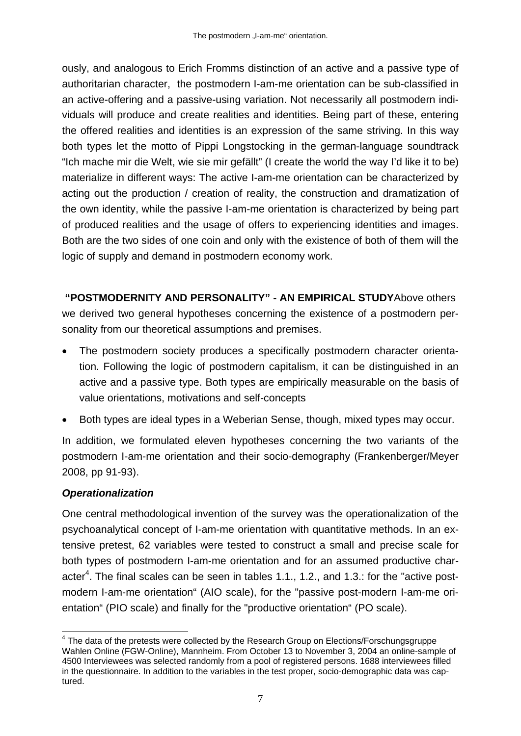ously, and analogous to Erich Fromms distinction of an active and a passive type of authoritarian character, the postmodern I-am-me orientation can be sub-classified in an active-offering and a passive-using variation. Not necessarily all postmodern individuals will produce and create realities and identities. Being part of these, entering the offered realities and identities is an expression of the same striving. In this way both types let the motto of Pippi Longstocking in the german-language soundtrack "Ich mache mir die Welt, wie sie mir gefällt" (I create the world the way I'd like it to be) materialize in different ways: The active I-am-me orientation can be characterized by acting out the production / creation of reality, the construction and dramatization of the own identity, while the passive I-am-me orientation is characterized by being part of produced realities and the usage of offers to experiencing identities and images. Both are the two sides of one coin and only with the existence of both of them will the logic of supply and demand in postmodern economy work.

## "POSTMODERNITY AND PERSONALITY" - AN EMPIRICAL STUDY

Above others we derived two general hypotheses concerning the existence of a postmodern personality from our theoretical assumptions and premises.

- The postmodern society produces a specifically postmodern character orientation. Following the logic of postmodern capitalism, it can be distinguished in an active and a passive type. Both types are empirically measurable on the basis of value orientations, motivations and self-concepts
- Both types are ideal types in a Weberian Sense, though, mixed types may occur.

In addition, we formulated eleven hypotheses concerning the two variants of the postmodern I-am-me orientation and their socio-demography (Frankenberger/Meyer 2008, pp 91-93).

### *Operationalization*

One central methodological invention of the survey was the operationalization of the psychoanalytical concept of I-am-me orientation with quantitative methods. In an extensive pretest, 62 variables were tested to construct a small and precise scale for both types of postmodern I-am-me orientation and for an assumed productive character[4]. The final scales can be seen in tables 1.1., 1.2., and 1.3.: for the "active postmodern I-am-me orientation" (AIO scale), for the "passive post-modern I-am-me orientation" (PIO scale) and finally for the "productive orientation" (PO scale).

[4] The data of the pretests were collected by the Research Group on Elections/Forschungsgruppe Wahlen Online (FGW-Online), Mannheim. From October 13 to November 3, 2004 an online-sample of 4500 Interviewees was selected randomly from a pool of registered persons. 1688 interviewees filled in the questionnaire. In addition to the variables in the test proper, socio-demographic data was captured.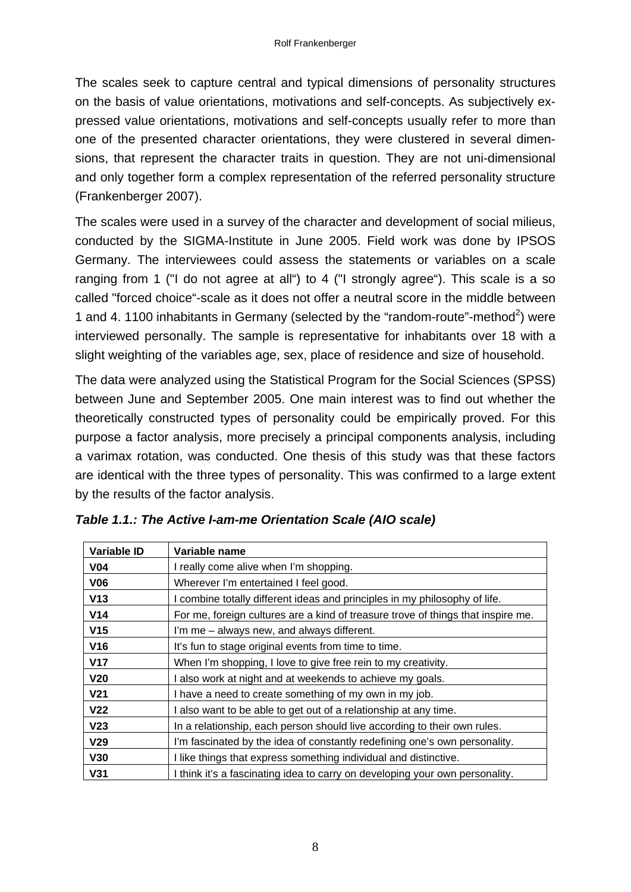The scales seek to capture central and typical dimensions of personality structures on the basis of value orientations, motivations and self-concepts. As subjectively expressed value orientations, motivations and self-concepts usually refer to more than one of the presented character orientations, they were clustered in several dimensions, that represent the character traits in question. They are not uni-dimensional and only together form a complex representation of the referred personality structure (Frankenberger 2007).

The scales were used in a survey of the character and development of social milieus, conducted by the SIGMA-Institute in June 2005. Field work was done by IPSOS Germany. The interviewees could assess the statements or variables on a scale ranging from 1 ("I do not agree at all") to 4 ("I strongly agree"). This scale is a so called "forced choice"-scale as it does not offer a neutral score in the middle between 1 and 4. 1100 inhabitants in Germany (selected by the "random-route"-method[2]) were interviewed personally. The sample is representative for inhabitants over 18 with a slight weighting of the variables age, sex, place of residence and size of household.

The data were analyzed using the Statistical Program for the Social Sciences (SPSS) between June and September 2005. One main interest was to find out whether the theoretically constructed types of personality could be empirically proved. For this purpose a factor analysis, more precisely a principal components analysis, including a varimax rotation, was conducted. One thesis of this study was that these factors are identical with the three types of personality. This was confirmed to a large extent by the results of the factor analysis.

***Table 1.1.: The Active I-am-me Orientation Scale (AIO scale)***

| Variable ID | Variable name |
|---|---|
| **V04** | I really come alive when I'm shopping. |
| **V06** | Wherever I'm entertained I feel good. |
| **V13** | I combine totally different ideas and principles in my philosophy of life. |
| **V14** | For me, foreign cultures are a kind of treasure trove of things that inspire me. |
| **V15** | I'm me – always new, and always different. |
| **V16** | It's fun to stage original events from time to time. |
| **V17** | When I'm shopping, I love to give free rein to my creativity. |
| **V20** | I also work at night and at weekends to achieve my goals. |
| **V21** | I have a need to create something of my own in my job. |
| **V22** | I also want to be able to get out of a relationship at any time. |
| **V23** | In a relationship, each person should live according to their own rules. |
| **V29** | I'm fascinated by the idea of constantly redefining one's own personality. |
| **V30** | I like things that express something individual and distinctive. |
| **V31** | I think it's a fascinating idea to carry on developing your own personality. |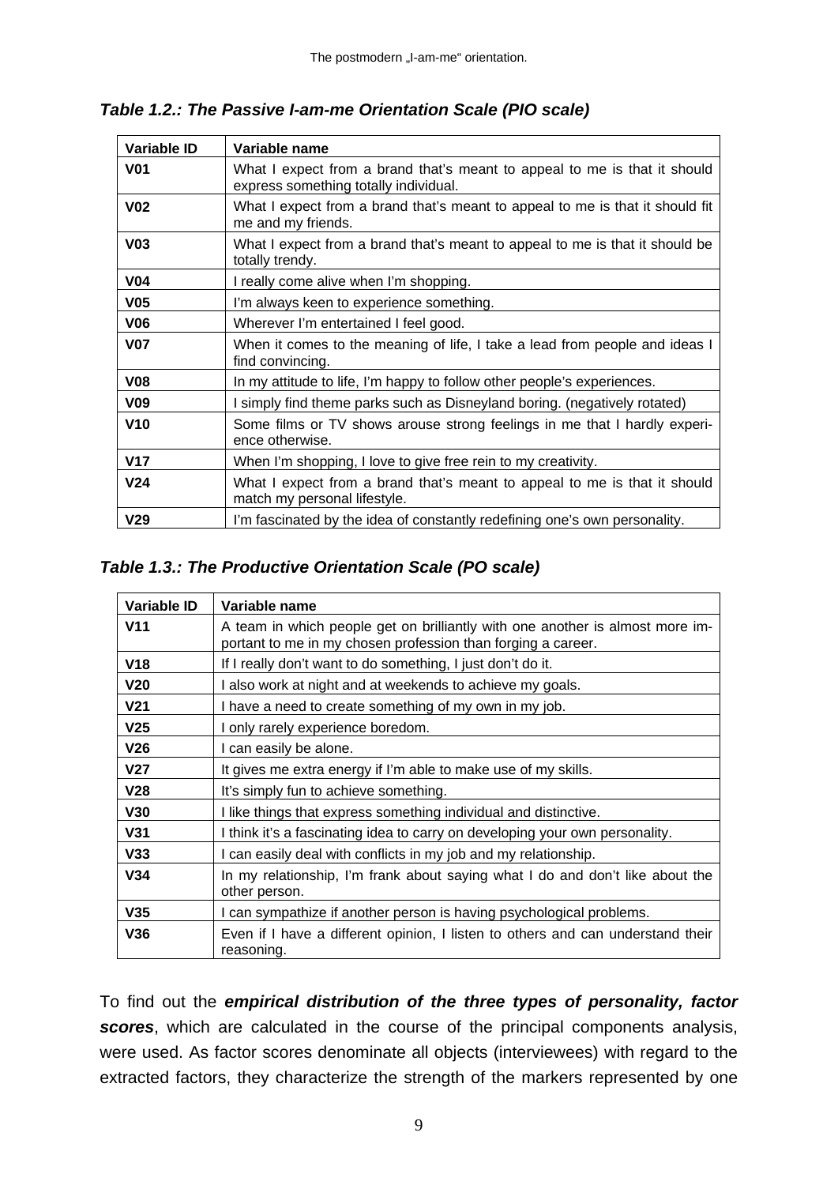***Table 1.2.: The Passive I-am-me Orientation Scale (PIO scale)***

| Variable ID | Variable name |
|---|---|
| **V01** | What I expect from a brand that's meant to appeal to me is that it should express something totally individual. |
| **V02** | What I expect from a brand that's meant to appeal to me is that it should fit me and my friends. |
| **V03** | What I expect from a brand that's meant to appeal to me is that it should be totally trendy. |
| **V04** | I really come alive when I'm shopping. |
| **V05** | I'm always keen to experience something. |
| **V06** | Wherever I'm entertained I feel good. |
| **V07** | When it comes to the meaning of life, I take a lead from people and ideas I find convincing. |
| **V08** | In my attitude to life, I'm happy to follow other people's experiences. |
| **V09** | I simply find theme parks such as Disneyland boring. (negatively rotated) |
| **V10** | Some films or TV shows arouse strong feelings in me that I hardly experience otherwise. |
| **V17** | When I'm shopping, I love to give free rein to my creativity. |
| **V24** | What I expect from a brand that's meant to appeal to me is that it should match my personal lifestyle. |
| **V29** | I'm fascinated by the idea of constantly redefining one's own personality. |

***Table 1.3.: The Productive Orientation Scale (PO scale)***

| Variable ID | Variable name |
|---|---|
| **V11** | A team in which people get on brilliantly with one another is almost more important to me in my chosen profession than forging a career. |
| **V18** | If I really don't want to do something, I just don't do it. |
| **V20** | I also work at night and at weekends to achieve my goals. |
| **V21** | I have a need to create something of my own in my job. |
| **V25** | I only rarely experience boredom. |
| **V26** | I can easily be alone. |
| **V27** | It gives me extra energy if I'm able to make use of my skills. |
| **V28** | It's simply fun to achieve something. |
| **V30** | I like things that express something individual and distinctive. |
| **V31** | I think it's a fascinating idea to carry on developing your own personality. |
| **V33** | I can easily deal with conflicts in my job and my relationship. |
| **V34** | In my relationship, I'm frank about saying what I do and don't like about the other person. |
| **V35** | I can sympathize if another person is having psychological problems. |
| **V36** | Even if I have a different opinion, I listen to others and can understand their reasoning. |

To find out the ***empirical distribution of the three types of personality, factor scores***, which are calculated in the course of the principal components analysis, were used. As factor scores denominate all objects (interviewees) with regard to the extracted factors, they characterize the strength of the markers represented by one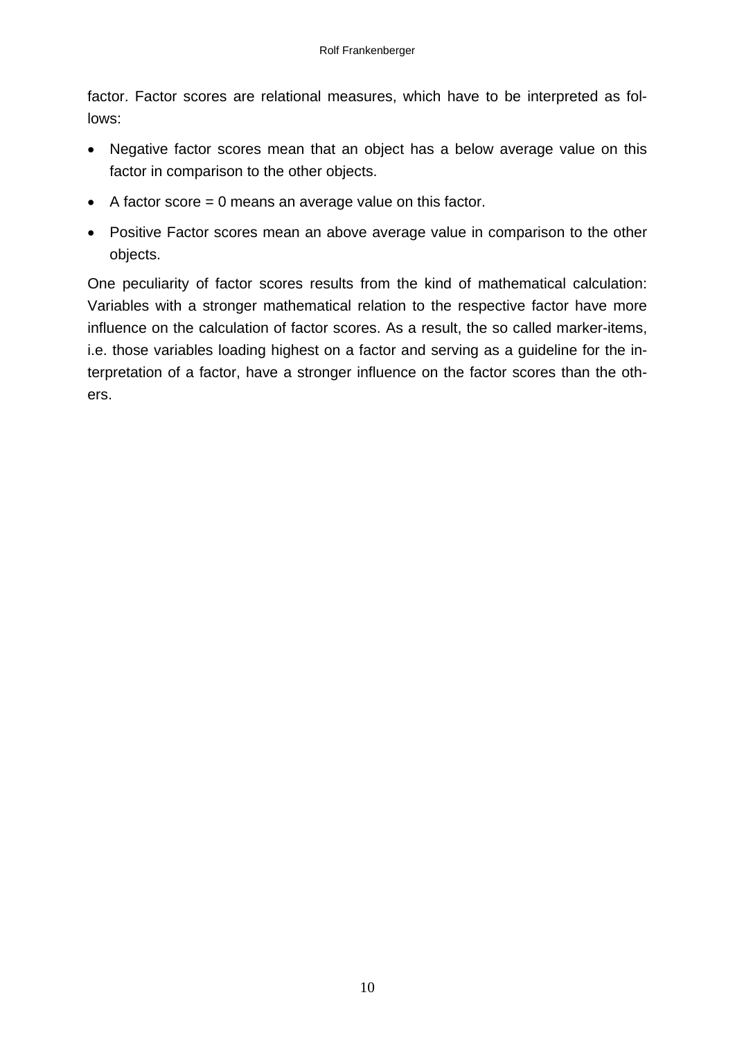factor. Factor scores are relational measures, which have to be interpreted as follows:

- Negative factor scores mean that an object has a below average value on this factor in comparison to the other objects.
- A factor score = 0 means an average value on this factor.
- Positive Factor scores mean an above average value in comparison to the other objects.

One peculiarity of factor scores results from the kind of mathematical calculation: Variables with a stronger mathematical relation to the respective factor have more influence on the calculation of factor scores. As a result, the so called marker-items, i.e. those variables loading highest on a factor and serving as a guideline for the interpretation of a factor, have a stronger influence on the factor scores than the others.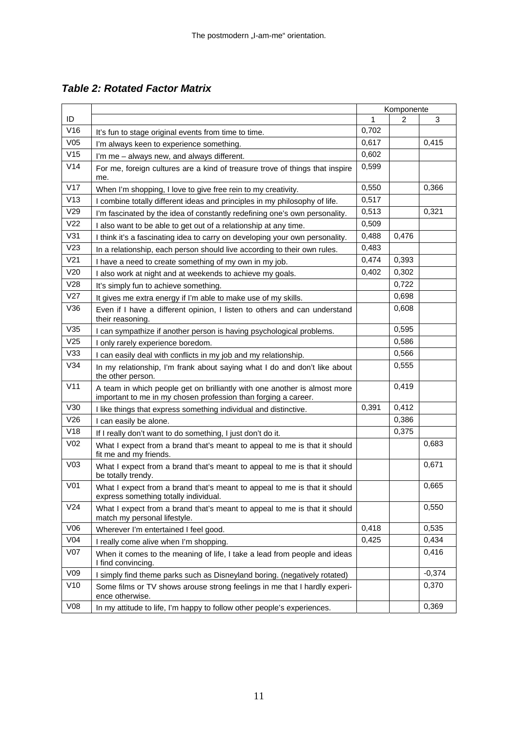***Table 2: Rotated Factor Matrix***

| ID | | Komponente | | |
|---|---|---|---|---|
| | | 1 | 2 | 3 |
| V16 | It's fun to stage original events from time to time. | 0,702 | | |
| V05 | I'm always keen to experience something. | 0,617 | | 0,415 |
| V15 | I'm me – always new, and always different. | 0,602 | | |
| V14 | For me, foreign cultures are a kind of treasure trove of things that inspire me. | 0,599 | | |
| V17 | When I'm shopping, I love to give free rein to my creativity. | 0,550 | | 0,366 |
| V13 | I combine totally different ideas and principles in my philosophy of life. | 0,517 | | |
| V29 | I'm fascinated by the idea of constantly redefining one's own personality. | 0,513 | | 0,321 |
| V22 | I also want to be able to get out of a relationship at any time. | 0,509 | | |
| V31 | I think it's a fascinating idea to carry on developing your own personality. | 0,488 | 0,476 | |
| V23 | In a relationship, each person should live according to their own rules. | 0,483 | | |
| V21 | I have a need to create something of my own in my job. | 0,474 | 0,393 | |
| V20 | I also work at night and at weekends to achieve my goals. | 0,402 | 0,302 | |
| V28 | It's simply fun to achieve something. | | 0,722 | |
| V27 | It gives me extra energy if I'm able to make use of my skills. | | 0,698 | |
| V36 | Even if I have a different opinion, I listen to others and can understand their reasoning. | | 0,608 | |
| V35 | I can sympathize if another person is having psychological problems. | | 0,595 | |
| V25 | I only rarely experience boredom. | | 0,586 | |
| V33 | I can easily deal with conflicts in my job and my relationship. | | 0,566 | |
| V34 | In my relationship, I'm frank about saying what I do and don't like about the other person. | | 0,555 | |
| V11 | A team in which people get on brilliantly with one another is almost more important to me in my chosen profession than forging a career. | | 0,419 | |
| V30 | I like things that express something individual and distinctive. | 0,391 | 0,412 | |
| V26 | I can easily be alone. | | 0,386 | |
| V18 | If I really don't want to do something, I just don't do it. | | 0,375 | |
| V02 | What I expect from a brand that's meant to appeal to me is that it should fit me and my friends. | | | 0,683 |
| V03 | What I expect from a brand that's meant to appeal to me is that it should be totally trendy. | | | 0,671 |
| V01 | What I expect from a brand that's meant to appeal to me is that it should express something totally individual. | | | 0,665 |
| V24 | What I expect from a brand that's meant to appeal to me is that it should match my personal lifestyle. | | | 0,550 |
| V06 | Wherever I'm entertained I feel good. | 0,418 | | 0,535 |
| V04 | I really come alive when I'm shopping. | 0,425 | | 0,434 |
| V07 | When it comes to the meaning of life, I take a lead from people and ideas I find convincing. | | | 0,416 |
| V09 | I simply find theme parks such as Disneyland boring. (negatively rotated) | | | -0,374 |
| V10 | Some films or TV shows arouse strong feelings in me that I hardly experience otherwise. | | | 0,370 |
| V08 | In my attitude to life, I'm happy to follow other people's experiences. | | | 0,369 |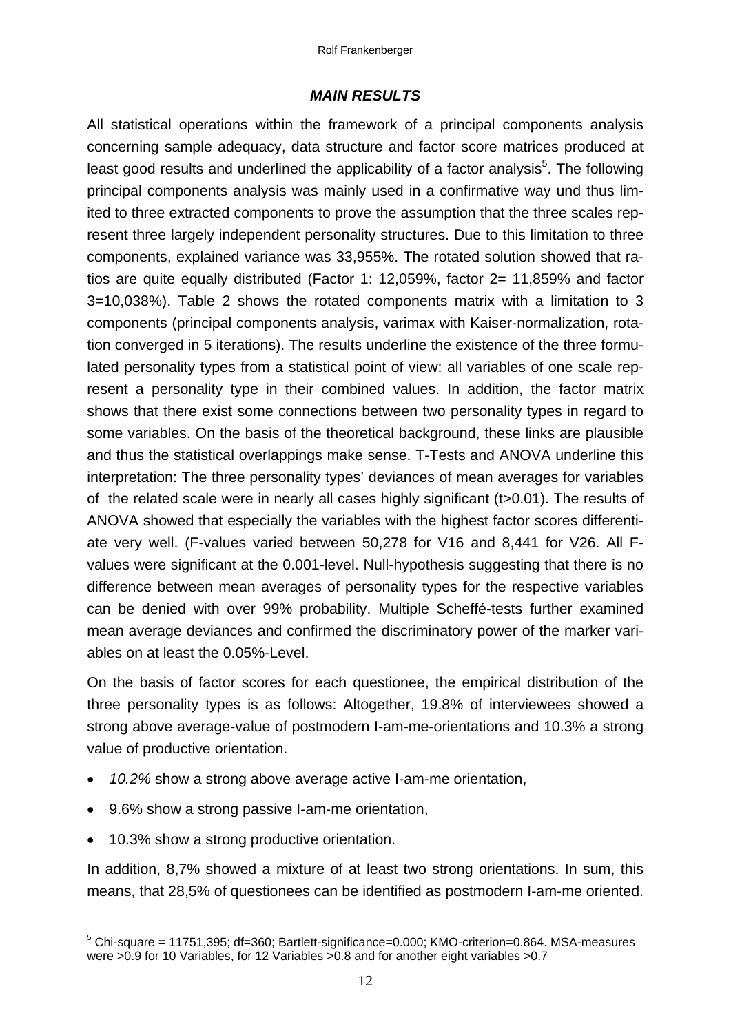### *MAIN RESULTS*

All statistical operations within the framework of a principal components analysis concerning sample adequacy, data structure and factor score matrices produced at least good results and underlined the applicability of a factor analysis[5]. The following principal components analysis was mainly used in a confirmative way und thus limited to three extracted components to prove the assumption that the three scales represent three largely independent personality structures. Due to this limitation to three components, explained variance was 33,955%. The rotated solution showed that ratios are quite equally distributed (Factor 1: 12,059%, factor 2= 11,859% and factor 3=10,038%). Table 2 shows the rotated components matrix with a limitation to 3 components (principal components analysis, varimax with Kaiser-normalization, rotation converged in 5 iterations). The results underline the existence of the three formulated personality types from a statistical point of view: all variables of one scale represent a personality type in their combined values. In addition, the factor matrix shows that there exist some connections between two personality types in regard to some variables. On the basis of the theoretical background, these links are plausible and thus the statistical overlappings make sense. T-Tests and ANOVA underline this interpretation: The three personality types' deviances of mean averages for variables of the related scale were in nearly all cases highly significant ($t>0.01$). The results of ANOVA showed that especially the variables with the highest factor scores differentiate very well. (F-values varied between 50,278 for V16 and 8,441 for V26. All F-values were significant at the 0.001-level. Null-hypothesis suggesting that there is no difference between mean averages of personality types for the respective variables can be denied with over 99% probability. Multiple Scheffé-tests further examined mean average deviances and confirmed the discriminatory power of the marker variables on at least the 0.05%-Level.

On the basis of factor scores for each questionee, the empirical distribution of the three personality types is as follows: Altogether, 19.8% of interviewees showed a strong above average-value of postmodern I-am-me-orientations and 10.3% a strong value of productive orientation.

- *10.2%* show a strong above average active I-am-me orientation,
- 9.6% show a strong passive I-am-me orientation,
- 10.3% show a strong productive orientation.

In addition, 8,7% showed a mixture of at least two strong orientations. In sum, this means, that 28,5% of questionees can be identified as postmodern I-am-me oriented.

[5] Chi-square = 11751,395; df=360; Bartlett-significance=0.000; KMO-criterion=0.864. MSA-measures were >0.9 for 10 Variables, for 12 Variables >0.8 and for another eight variables >0.7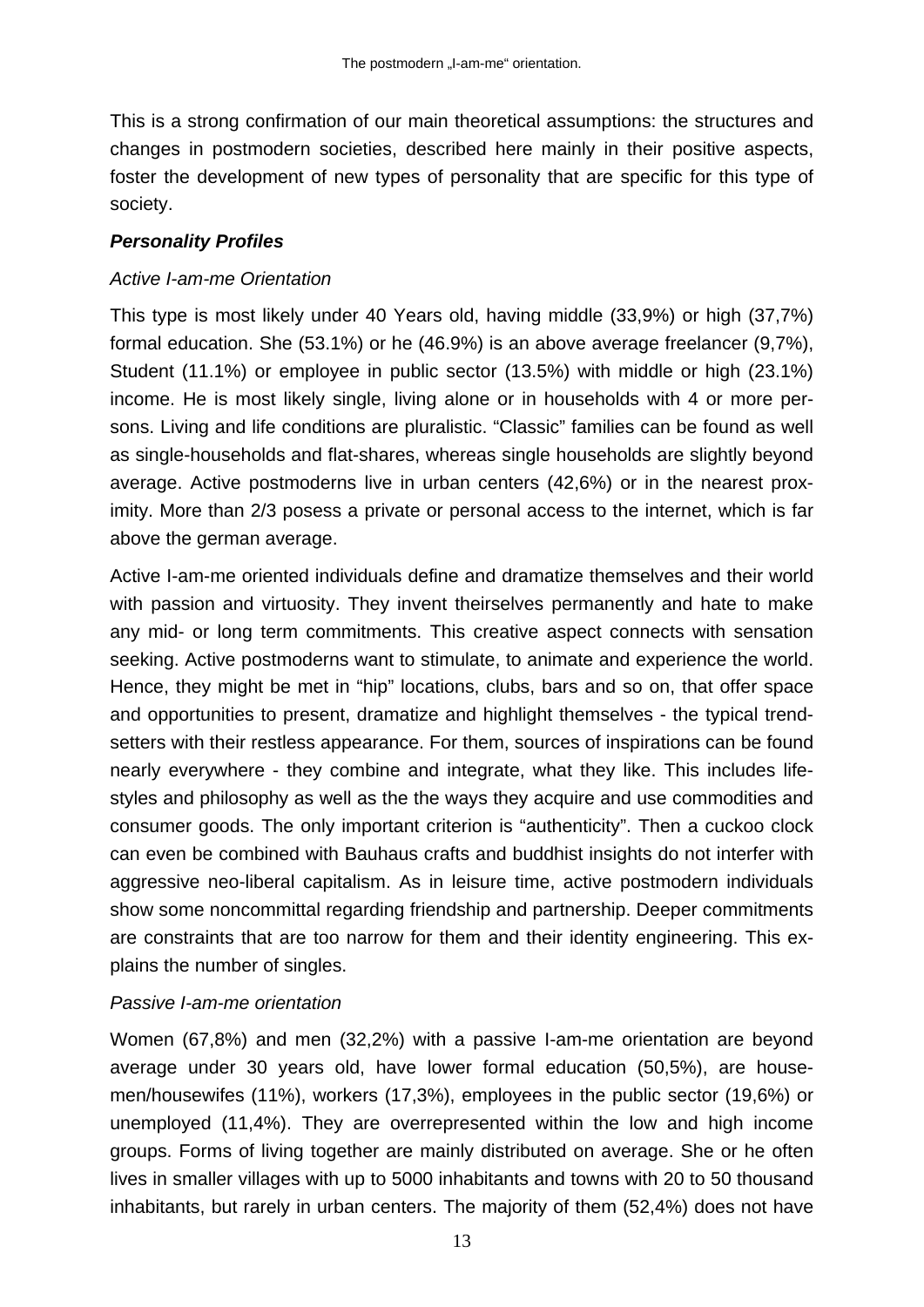This is a strong confirmation of our main theoretical assumptions: the structures and changes in postmodern societies, described here mainly in their positive aspects, foster the development of new types of personality that are specific for this type of society.

### *Personality Profiles*

*Active I-am-me Orientation*

This type is most likely under 40 Years old, having middle (33,9%) or high (37,7%) formal education. She (53.1%) or he (46.9%) is an above average freelancer (9,7%), Student (11.1%) or employee in public sector (13.5%) with middle or high (23.1%) income. He is most likely single, living alone or in households with 4 or more persons. Living and life conditions are pluralistic. "Classic" families can be found as well as single-households and flat-shares, whereas single households are slightly beyond average. Active postmoderns live in urban centers (42,6%) or in the nearest proximity. More than 2/3 posess a private or personal access to the internet, which is far above the german average.

Active I-am-me oriented individuals define and dramatize themselves and their world with passion and virtuosity. They invent theirselves permanently and hate to make any mid- or long term commitments. This creative aspect connects with sensation seeking. Active postmoderns want to stimulate, to animate and experience the world. Hence, they might be met in "hip" locations, clubs, bars and so on, that offer space and opportunities to present, dramatize and highlight themselves - the typical trendsetters with their restless appearance. For them, sources of inspirations can be found nearly everywhere - they combine and integrate, what they like. This includes lifestyles and philosophy as well as the the ways they acquire and use commodities and consumer goods. The only important criterion is "authenticity". Then a cuckoo clock can even be combined with Bauhaus crafts and buddhist insights do not interfer with aggressive neo-liberal capitalism. As in leisure time, active postmodern individuals show some noncommittal regarding friendship and partnership. Deeper commitments are constraints that are too narrow for them and their identity engineering. This explains the number of singles.

*Passive I-am-me orientation*

Women (67,8%) and men (32,2%) with a passive I-am-me orientation are beyond average under 30 years old, have lower formal education (50,5%), are housemen/housewifes (11%), workers (17,3%), employees in the public sector (19,6%) or unemployed (11,4%). They are overrepresented within the low and high income groups. Forms of living together are mainly distributed on average. She or he often lives in smaller villages with up to 5000 inhabitants and towns with 20 to 50 thousand inhabitants, but rarely in urban centers. The majority of them (52,4%) does not have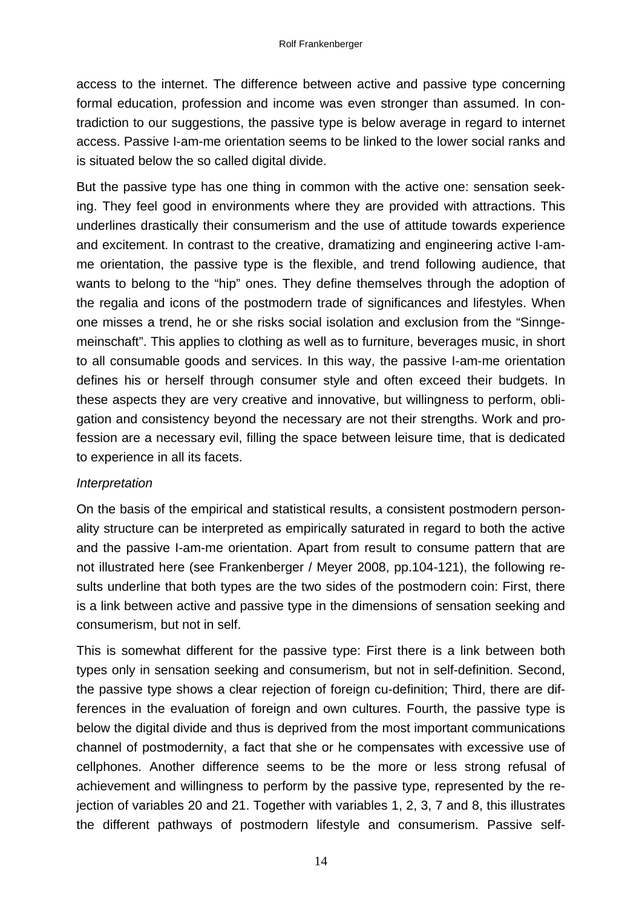access to the internet. The difference between active and passive type concerning formal education, profession and income was even stronger than assumed. In contradiction to our suggestions, the passive type is below average in regard to internet access. Passive I-am-me orientation seems to be linked to the lower social ranks and is situated below the so called digital divide.

But the passive type has one thing in common with the active one: sensation seeking. They feel good in environments where they are provided with attractions. This underlines drastically their consumerism and the use of attitude towards experience and excitement. In contrast to the creative, dramatizing and engineering active I-am-me orientation, the passive type is the flexible, and trend following audience, that wants to belong to the "hip" ones. They define themselves through the adoption of the regalia and icons of the postmodern trade of significances and lifestyles. When one misses a trend, he or she risks social isolation and exclusion from the "Sinngemeinschaft". This applies to clothing as well as to furniture, beverages music, in short to all consumable goods and services. In this way, the passive I-am-me orientation defines his or herself through consumer style and often exceed their budgets. In these aspects they are very creative and innovative, but willingness to perform, obligation and consistency beyond the necessary are not their strengths. Work and profession are a necessary evil, filling the space between leisure time, that is dedicated to experience in all its facets.

*Interpretation*

On the basis of the empirical and statistical results, a consistent postmodern personality structure can be interpreted as empirically saturated in regard to both the active and the passive I-am-me orientation. Apart from result to consume pattern that are not illustrated here (see Frankenberger / Meyer 2008, pp.104-121), the following results underline that both types are the two sides of the postmodern coin: First, there is a link between active and passive type in the dimensions of sensation seeking and consumerism, but not in self.

This is somewhat different for the passive type: First there is a link between both types only in sensation seeking and consumerism, but not in self-definition. Second, the passive type shows a clear rejection of foreign cu-definition; Third, there are differences in the evaluation of foreign and own cultures. Fourth, the passive type is below the digital divide and thus is deprived from the most important communications channel of postmodernity, a fact that she or he compensates with excessive use of cellphones. Another difference seems to be the more or less strong refusal of achievement and willingness to perform by the passive type, represented by the rejection of variables 20 and 21. Together with variables 1, 2, 3, 7 and 8, this illustrates the different pathways of postmodern lifestyle and consumerism. Passive self-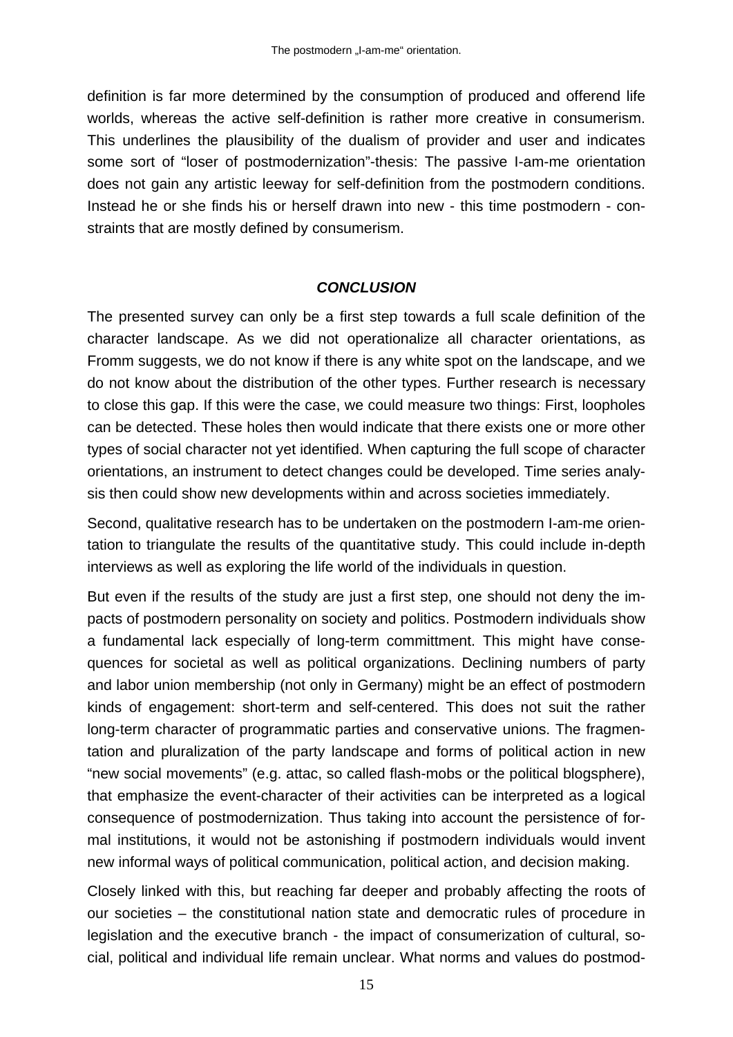definition is far more determined by the consumption of produced and offerend life worlds, whereas the active self-definition is rather more creative in consumerism. This underlines the plausibility of the dualism of provider and user and indicates some sort of "loser of postmodernization"-thesis: The passive I-am-me orientation does not gain any artistic leeway for self-definition from the postmodern conditions. Instead he or she finds his or herself drawn into new - this time postmodern - constraints that are mostly defined by consumerism.

## *CONCLUSION*

The presented survey can only be a first step towards a full scale definition of the character landscape. As we did not operationalize all character orientations, as Fromm suggests, we do not know if there is any white spot on the landscape, and we do not know about the distribution of the other types. Further research is necessary to close this gap. If this were the case, we could measure two things: First, loopholes can be detected. These holes then would indicate that there exists one or more other types of social character not yet identified. When capturing the full scope of character orientations, an instrument to detect changes could be developed. Time series analysis then could show new developments within and across societies immediately.

Second, qualitative research has to be undertaken on the postmodern I-am-me orientation to triangulate the results of the quantitative study. This could include in-depth interviews as well as exploring the life world of the individuals in question.

But even if the results of the study are just a first step, one should not deny the impacts of postmodern personality on society and politics. Postmodern individuals show a fundamental lack especially of long-term committment. This might have consequences for societal as well as political organizations. Declining numbers of party and labor union membership (not only in Germany) might be an effect of postmodern kinds of engagement: short-term and self-centered. This does not suit the rather long-term character of programmatic parties and conservative unions. The fragmentation and pluralization of the party landscape and forms of political action in new "new social movements" (e.g. attac, so called flash-mobs or the political blogsphere), that emphasize the event-character of their activities can be interpreted as a logical consequence of postmodernization. Thus taking into account the persistence of formal institutions, it would not be astonishing if postmodern individuals would invent new informal ways of political communication, political action, and decision making.

Closely linked with this, but reaching far deeper and probably affecting the roots of our societies – the constitutional nation state and democratic rules of procedure in legislation and the executive branch - the impact of consumerization of cultural, social, political and individual life remain unclear. What norms and values do postmod-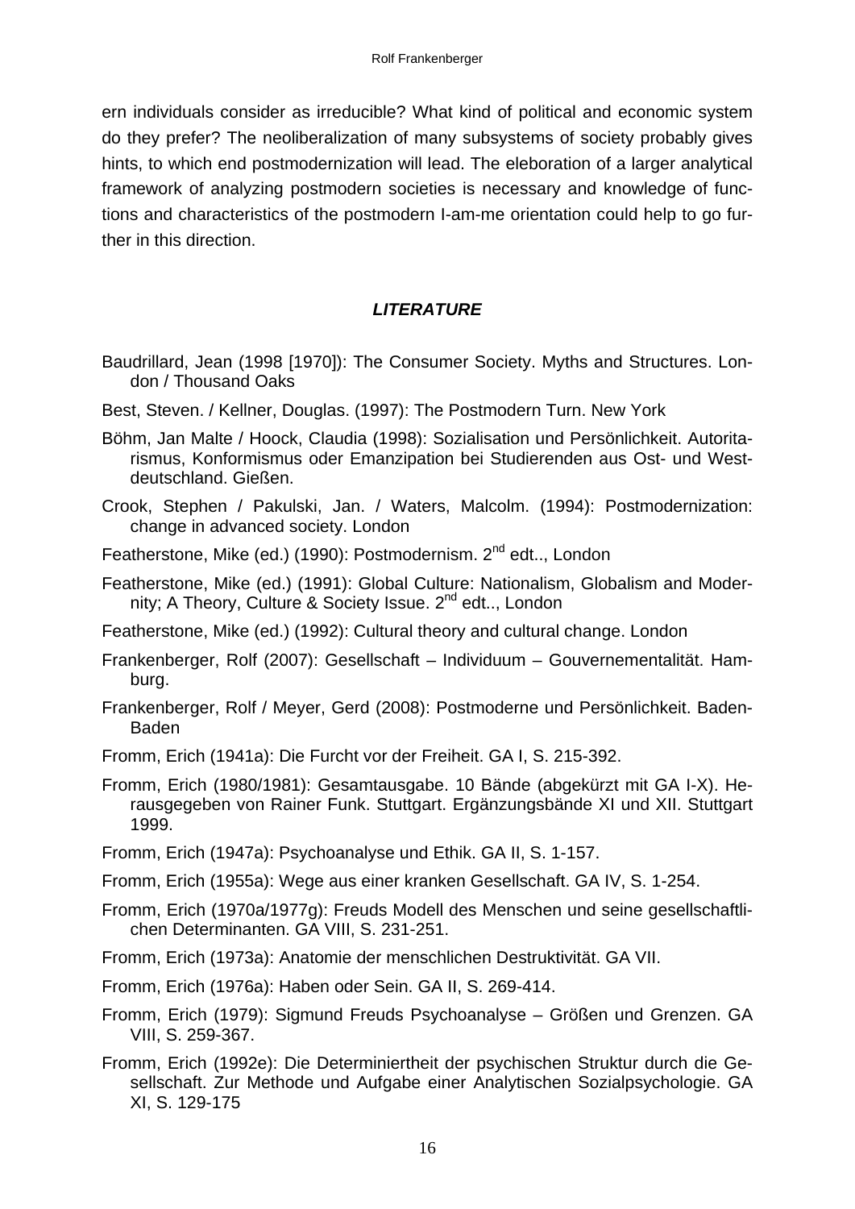ern individuals consider as irreducible? What kind of political and economic system do they prefer? The neoliberalization of many subsystems of society probably gives hints, to which end postmodernization will lead. The eleboration of a larger analytical framework of analyzing postmodern societies is necessary and knowledge of functions and characteristics of the postmodern I-am-me orientation could help to go further in this direction.

## *LITERATURE*

Baudrillard, Jean (1998 [1970]): The Consumer Society. Myths and Structures. London / Thousand Oaks

Best, Steven. / Kellner, Douglas. (1997): The Postmodern Turn. New York

Böhm, Jan Malte / Hoock, Claudia (1998): Sozialisation und Persönlichkeit. Autoritarismus, Konformismus oder Emanzipation bei Studierenden aus Ost- und Westdeutschland. Gießen.

Crook, Stephen / Pakulski, Jan. / Waters, Malcolm. (1994): Postmodernization: change in advanced society. London

Featherstone, Mike (ed.) (1990): Postmodernism. 2nd edt.., London

Featherstone, Mike (ed.) (1991): Global Culture: Nationalism, Globalism and Modernity; A Theory, Culture & Society Issue. 2nd edt.., London

Featherstone, Mike (ed.) (1992): Cultural theory and cultural change. London

Frankenberger, Rolf (2007): Gesellschaft – Individuum – Gouvernementalität. Hamburg.

Frankenberger, Rolf / Meyer, Gerd (2008): Postmoderne und Persönlichkeit. Baden-Baden

Fromm, Erich (1941a): Die Furcht vor der Freiheit. GA I, S. 215-392.

Fromm, Erich (1980/1981): Gesamtausgabe. 10 Bände (abgekürzt mit GA I-X). Herausgegeben von Rainer Funk. Stuttgart. Ergänzungsbände XI und XII. Stuttgart 1999.

Fromm, Erich (1947a): Psychoanalyse und Ethik. GA II, S. 1-157.

Fromm, Erich (1955a): Wege aus einer kranken Gesellschaft. GA IV, S. 1-254.

Fromm, Erich (1970a/1977g): Freuds Modell des Menschen und seine gesellschaftlichen Determinanten. GA VIII, S. 231-251.

Fromm, Erich (1973a): Anatomie der menschlichen Destruktivität. GA VII.

Fromm, Erich (1976a): Haben oder Sein. GA II, S. 269-414.

Fromm, Erich (1979): Sigmund Freuds Psychoanalyse – Größen und Grenzen. GA VIII, S. 259-367.

Fromm, Erich (1992e): Die Determiniertheit der psychischen Struktur durch die Gesellschaft. Zur Methode und Aufgabe einer Analytischen Sozialpsychologie. GA XI, S. 129-175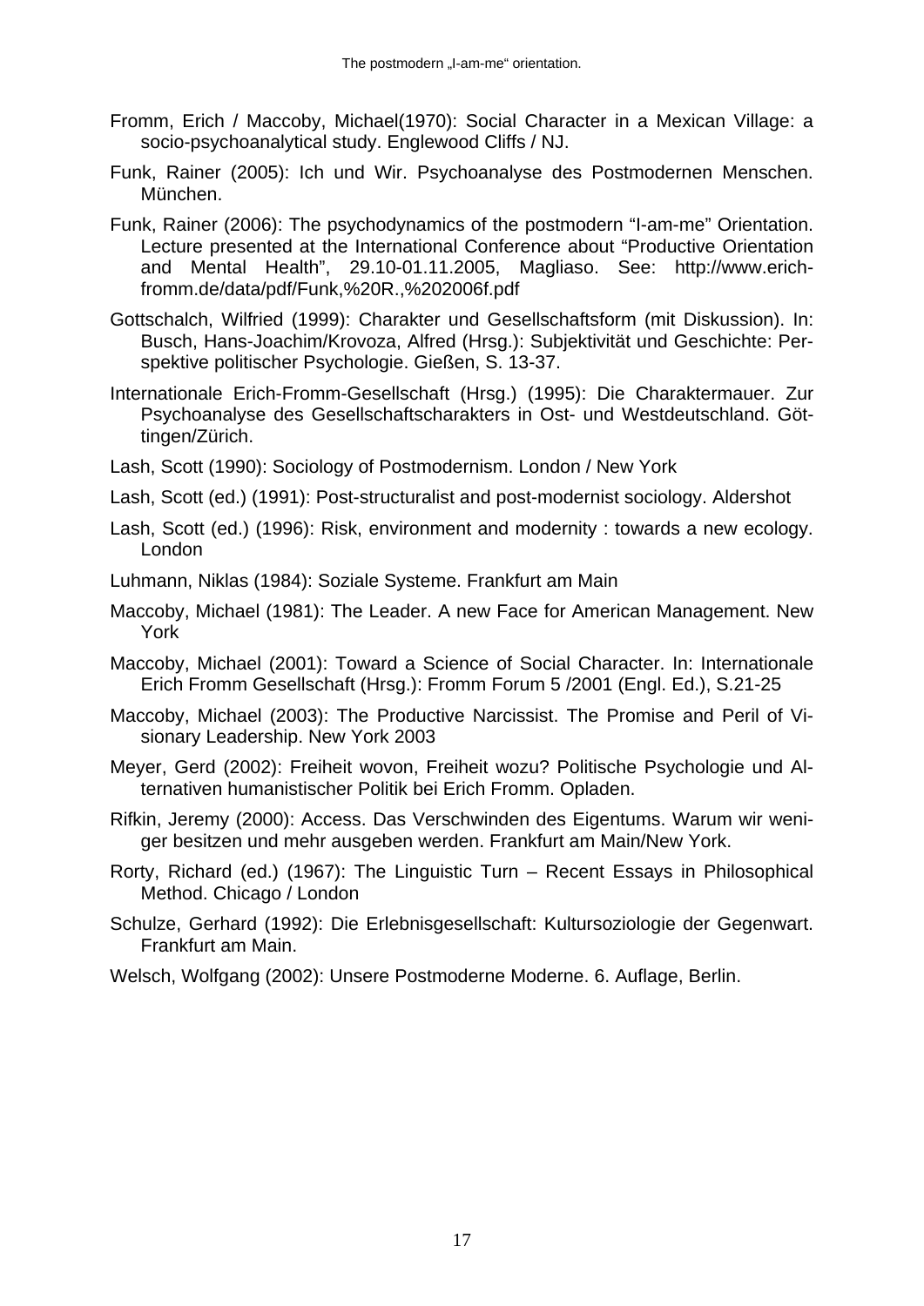Fromm, Erich / Maccoby, Michael(1970): Social Character in a Mexican Village: a socio-psychoanalytical study. Englewood Cliffs / NJ.

Funk, Rainer (2005): Ich und Wir. Psychoanalyse des Postmodernen Menschen. München.

Funk, Rainer (2006): The psychodynamics of the postmodern "I-am-me" Orientation. Lecture presented at the International Conference about "Productive Orientation and Mental Health", 29.10-01.11.2005, Magliaso. See: http://www.erich-fromm.de/data/pdf/Funk,%20R.,%202006f.pdf

Gottschalch, Wilfried (1999): Charakter und Gesellschaftsform (mit Diskussion). In: Busch, Hans-Joachim/Krovoza, Alfred (Hrsg.): Subjektivität und Geschichte: Perspektive politischer Psychologie. Gießen, S. 13-37.

Internationale Erich-Fromm-Gesellschaft (Hrsg.) (1995): Die Charaktermauer. Zur Psychoanalyse des Gesellschaftscharakters in Ost- und Westdeutschland. Göttingen/Zürich.

Lash, Scott (1990): Sociology of Postmodernism. London / New York

Lash, Scott (ed.) (1991): Post-structuralist and post-modernist sociology. Aldershot

Lash, Scott (ed.) (1996): Risk, environment and modernity : towards a new ecology. London

Luhmann, Niklas (1984): Soziale Systeme. Frankfurt am Main

Maccoby, Michael (1981): The Leader. A new Face for American Management. New York

Maccoby, Michael (2001): Toward a Science of Social Character. In: Internationale Erich Fromm Gesellschaft (Hrsg.): Fromm Forum 5 /2001 (Engl. Ed.), S.21-25

Maccoby, Michael (2003): The Productive Narcissist. The Promise and Peril of Visionary Leadership. New York 2003

Meyer, Gerd (2002): Freiheit wovon, Freiheit wozu? Politische Psychologie und Alternativen humanistischer Politik bei Erich Fromm. Opladen.

Rifkin, Jeremy (2000): Access. Das Verschwinden des Eigentums. Warum wir weniger besitzen und mehr ausgeben werden. Frankfurt am Main/New York.

Rorty, Richard (ed.) (1967): The Linguistic Turn – Recent Essays in Philosophical Method. Chicago / London

Schulze, Gerhard (1992): Die Erlebnisgesellschaft: Kultursoziologie der Gegenwart. Frankfurt am Main.

Welsch, Wolfgang (2002): Unsere Postmoderne Moderne. 6. Auflage, Berlin.